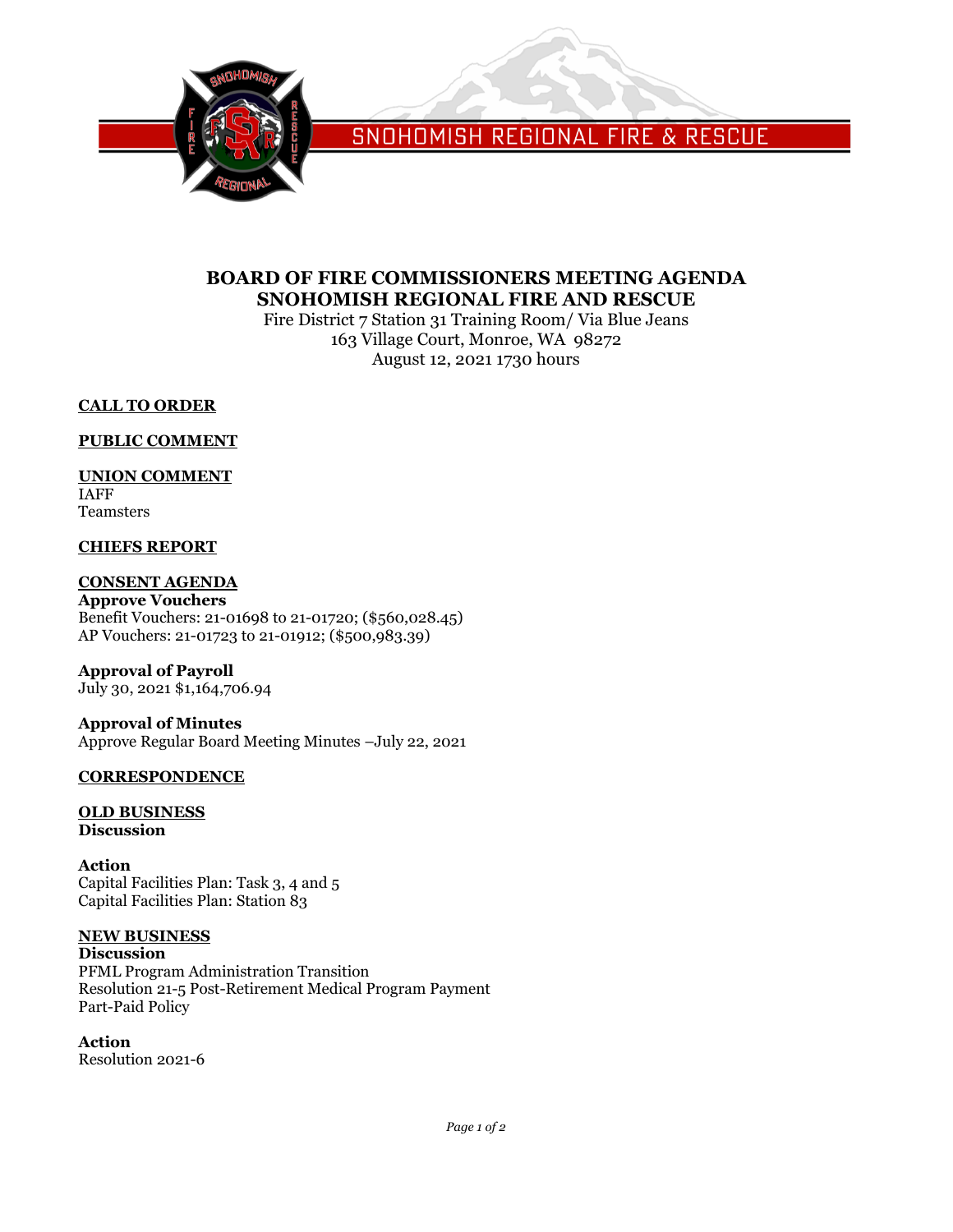SNOHOMISH REGIONAL FIRE & RESCUE

# BOARD OF FIRE COMMISSIONERS MEETING AGENDA
# SNOHOMISH REGIONAL FIRE AND RESCUE

Fire District 7 Station 31 Training Room/ Via Blue Jeans
163 Village Court, Monroe, WA 98272
August 12, 2021 1730 hours

## CALL TO ORDER

## PUBLIC COMMENT

## UNION COMMENT

IAFF
Teamsters

## CHIEFS REPORT

## CONSENT AGENDA

**Approve Vouchers**
Benefit Vouchers: 21-01698 to 21-01720; ($560,028.45)
AP Vouchers: 21-01723 to 21-01912; ($500,983.39)

**Approval of Payroll**
July 30, 2021 $1,164,706.94

**Approval of Minutes**
Approve Regular Board Meeting Minutes –July 22, 2021

## CORRESPONDENCE

## OLD BUSINESS

**Discussion**

**Action**
Capital Facilities Plan: Task 3, 4 and 5
Capital Facilities Plan: Station 83

## NEW BUSINESS

**Discussion**
PFML Program Administration Transition
Resolution 21-5 Post-Retirement Medical Program Payment
Part-Paid Policy

**Action**
Resolution 2021-6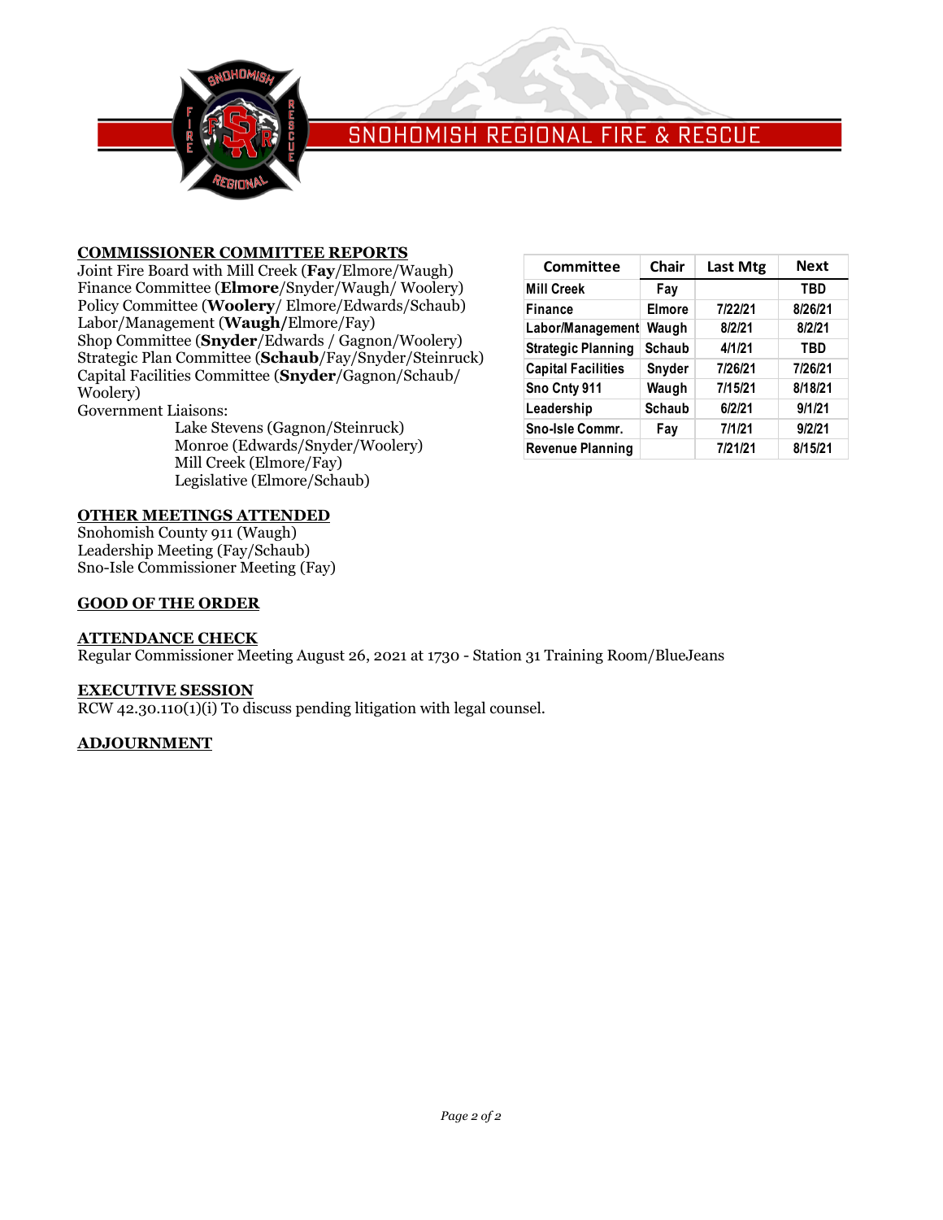SNOHOMISH REGIONAL FIRE & RESCUE

**COMMISSIONER COMMITTEE REPORTS**

Joint Fire Board with Mill Creek (**Fay**/Elmore/Waugh)
Finance Committee (**Elmore**/Snyder/Waugh/ Woolery)
Policy Committee (**Woolery**/ Elmore/Edwards/Schaub)
Labor/Management (**Waugh**/Elmore/Fay)
Shop Committee (**Snyder**/Edwards / Gagnon/Woolery)
Strategic Plan Committee (**Schaub**/Fay/Snyder/Steinruck)
Capital Facilities Committee (**Snyder**/Gagnon/Schaub/ Woolery)
Government Liaisons:

- Lake Stevens (Gagnon/Steinruck)
- Monroe (Edwards/Snyder/Woolery)
- Mill Creek (Elmore/Fay)
- Legislative (Elmore/Schaub)

| Committee | Chair | Last Mtg | Next |
|---|---|---|---|
| Mill Creek | Fay | | TBD |
| Finance | Elmore | 7/22/21 | 8/26/21 |
| Labor/Management | Waugh | 8/2/21 | 8/2/21 |
| Strategic Planning | Schaub | 4/1/21 | TBD |
| Capital Facilities | Snyder | 7/26/21 | 7/26/21 |
| Sno Cnty 911 | Waugh | 7/15/21 | 8/18/21 |
| Leadership | Schaub | 6/2/21 | 9/1/21 |
| Sno-Isle Commr. | Fay | 7/1/21 | 9/2/21 |
| Revenue Planning | | 7/21/21 | 8/15/21 |

**OTHER MEETINGS ATTENDED**

Snohomish County 911 (Waugh)
Leadership Meeting (Fay/Schaub)
Sno-Isle Commissioner Meeting (Fay)

**GOOD OF THE ORDER**

**ATTENDANCE CHECK**

Regular Commissioner Meeting August 26, 2021 at 1730 - Station 31 Training Room/BlueJeans

**EXECUTIVE SESSION**

RCW 42.30.110(1)(i) To discuss pending litigation with legal counsel.

**ADJOURNMENT**